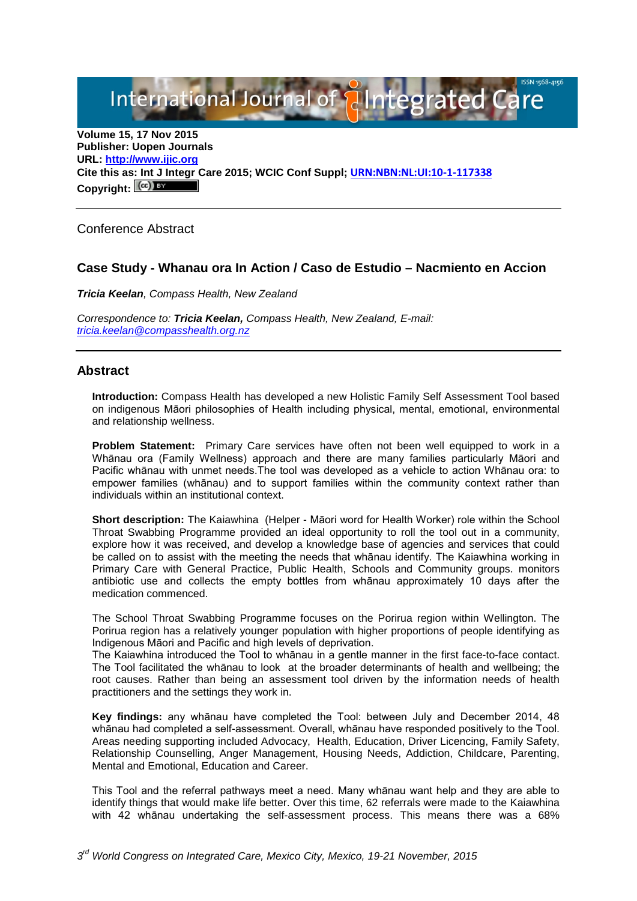Volume 15, 17 Nov 2015
**Publisher: Uopen Journals**
**URL: [http://www.ijic.org](http://www.ijic.org)**
**Cite this as: Int J Integr Care 2015; WCIC Conf Suppl; [URN:NBN:NL:UI:10-1-117338](URN:NBN:NL:UI:10-1-117338)**
**Copyright:**

---

Conference Abstract

## Case Study - Whanau ora In Action / Caso de Estudio – Nacmiento en Accion

***Tricia Keelan**, Compass Health, New Zealand*

*Correspondence to: **Tricia Keelan,** Compass Health, New Zealand, E-mail: [tricia.keelan@compasshealth.org.nz](mailto:tricia.keelan@compasshealth.org.nz)*

---

## Abstract

**Introduction:** Compass Health has developed a new Holistic Family Self Assessment Tool based on indigenous Māori philosophies of Health including physical, mental, emotional, environmental and relationship wellness.

**Problem Statement:** Primary Care services have often not been well equipped to work in a Whānau ora (Family Wellness) approach and there are many families particularly Māori and Pacific whānau with unmet needs.The tool was developed as a vehicle to action Whānau ora: to empower families (whānau) and to support families within the community context rather than individuals within an institutional context.

**Short description:** The Kaiawhina (Helper - Māori word for Health Worker) role within the School Throat Swabbing Programme provided an ideal opportunity to roll the tool out in a community, explore how it was received, and develop a knowledge base of agencies and services that could be called on to assist with the meeting the needs that whānau identify. The Kaiawhina working in Primary Care with General Practice, Public Health, Schools and Community groups. monitors antibiotic use and collects the empty bottles from whānau approximately 10 days after the medication commenced.

The School Throat Swabbing Programme focuses on the Porirua region within Wellington. The Porirua region has a relatively younger population with higher proportions of people identifying as Indigenous Māori and Pacific and high levels of deprivation.
The Kaiawhina introduced the Tool to whānau in a gentle manner in the first face-to-face contact. The Tool facilitated the whānau to look at the broader determinants of health and wellbeing; the root causes. Rather than being an assessment tool driven by the information needs of health practitioners and the settings they work in.

**Key findings:** any whānau have completed the Tool: between July and December 2014, 48 whānau had completed a self-assessment. Overall, whānau have responded positively to the Tool. Areas needing supporting included Advocacy, Health, Education, Driver Licencing, Family Safety, Relationship Counselling, Anger Management, Housing Needs, Addiction, Childcare, Parenting, Mental and Emotional, Education and Career.

This Tool and the referral pathways meet a need. Many whānau want help and they are able to identify things that would make life better. Over this time, 62 referrals were made to the Kaiawhina with 42 whānau undertaking the self-assessment process. This means there was a 68%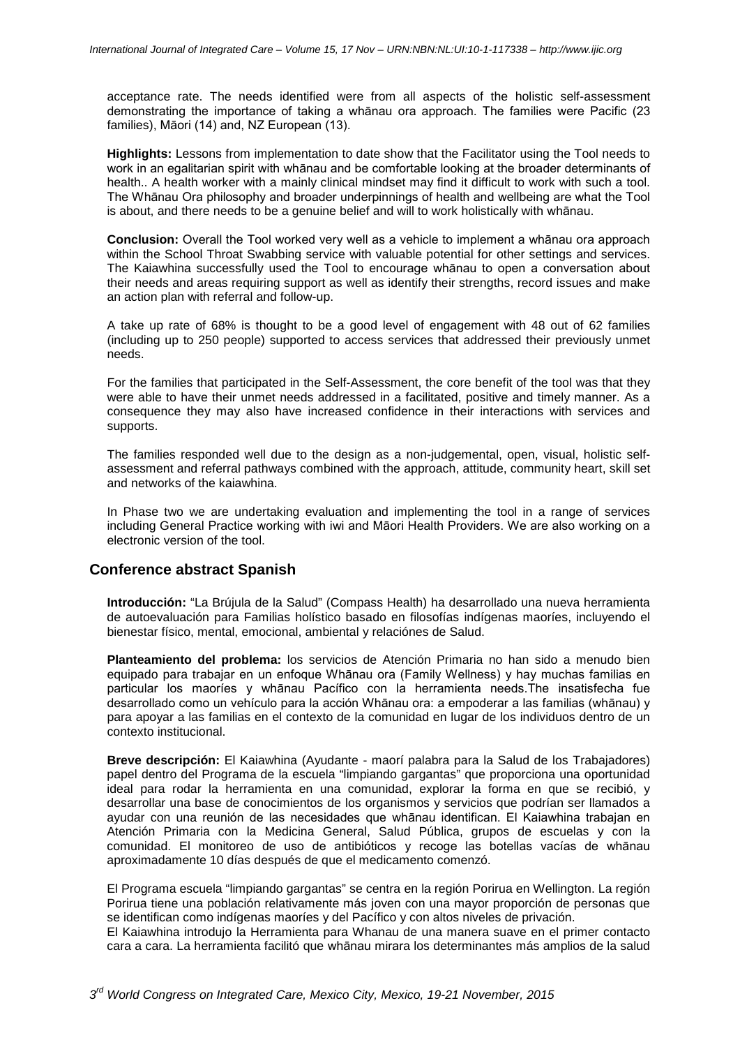acceptance rate. The needs identified were from all aspects of the holistic self-assessment demonstrating the importance of taking a whānau ora approach. The families were Pacific (23 families), Māori (14) and, NZ European (13).

**Highlights:** Lessons from implementation to date show that the Facilitator using the Tool needs to work in an egalitarian spirit with whānau and be comfortable looking at the broader determinants of health.. A health worker with a mainly clinical mindset may find it difficult to work with such a tool. The Whānau Ora philosophy and broader underpinnings of health and wellbeing are what the Tool is about, and there needs to be a genuine belief and will to work holistically with whānau.

**Conclusion:** Overall the Tool worked very well as a vehicle to implement a whānau ora approach within the School Throat Swabbing service with valuable potential for other settings and services. The Kaiawhina successfully used the Tool to encourage whānau to open a conversation about their needs and areas requiring support as well as identify their strengths, record issues and make an action plan with referral and follow-up.

A take up rate of 68% is thought to be a good level of engagement with 48 out of 62 families (including up to 250 people) supported to access services that addressed their previously unmet needs.

For the families that participated in the Self-Assessment, the core benefit of the tool was that they were able to have their unmet needs addressed in a facilitated, positive and timely manner. As a consequence they may also have increased confidence in their interactions with services and supports.

The families responded well due to the design as a non-judgemental, open, visual, holistic self-assessment and referral pathways combined with the approach, attitude, community heart, skill set and networks of the kaiawhina.

In Phase two we are undertaking evaluation and implementing the tool in a range of services including General Practice working with iwi and Māori Health Providers. We are also working on a electronic version of the tool.

## Conference abstract Spanish

**Introducción:** "La Brújula de la Salud" (Compass Health) ha desarrollado una nueva herramienta de autoevaluación para Familias holístico basado en filosofías indígenas maoríes, incluyendo el bienestar físico, mental, emocional, ambiental y relaciónes de Salud.

**Planteamiento del problema:** los servicios de Atención Primaria no han sido a menudo bien equipado para trabajar en un enfoque Whānau ora (Family Wellness) y hay muchas familias en particular los maoríes y whānau Pacífico con la herramienta needs.The insatisfecha fue desarrollado como un vehículo para la acción Whānau ora: a empoderar a las familias (whānau) y para apoyar a las familias en el contexto de la comunidad en lugar de los individuos dentro de un contexto institucional.

**Breve descripción:** El Kaiawhina (Ayudante - maorí palabra para la Salud de los Trabajadores) papel dentro del Programa de la escuela "limpiando gargantas" que proporciona una oportunidad ideal para rodar la herramienta en una comunidad, explorar la forma en que se recibió, y desarrollar una base de conocimientos de los organismos y servicios que podrían ser llamados a ayudar con una reunión de las necesidades que whānau identifican. El Kaiawhina trabajan en Atención Primaria con la Medicina General, Salud Pública, grupos de escuelas y con la comunidad. El monitoreo de uso de antibióticos y recoge las botellas vacías de whānau aproximadamente 10 días después de que el medicamento comenzó.

El Programa escuela "limpiando gargantas" se centra en la región Porirua en Wellington. La región Porirua tiene una población relativamente más joven con una mayor proporción de personas que se identifican como indígenas maoríes y del Pacífico y con altos niveles de privación.
El Kaiawhina introdujo la Herramienta para Whanau de una manera suave en el primer contacto cara a cara. La herramienta facilitó que whānau mirara los determinantes más amplios de la salud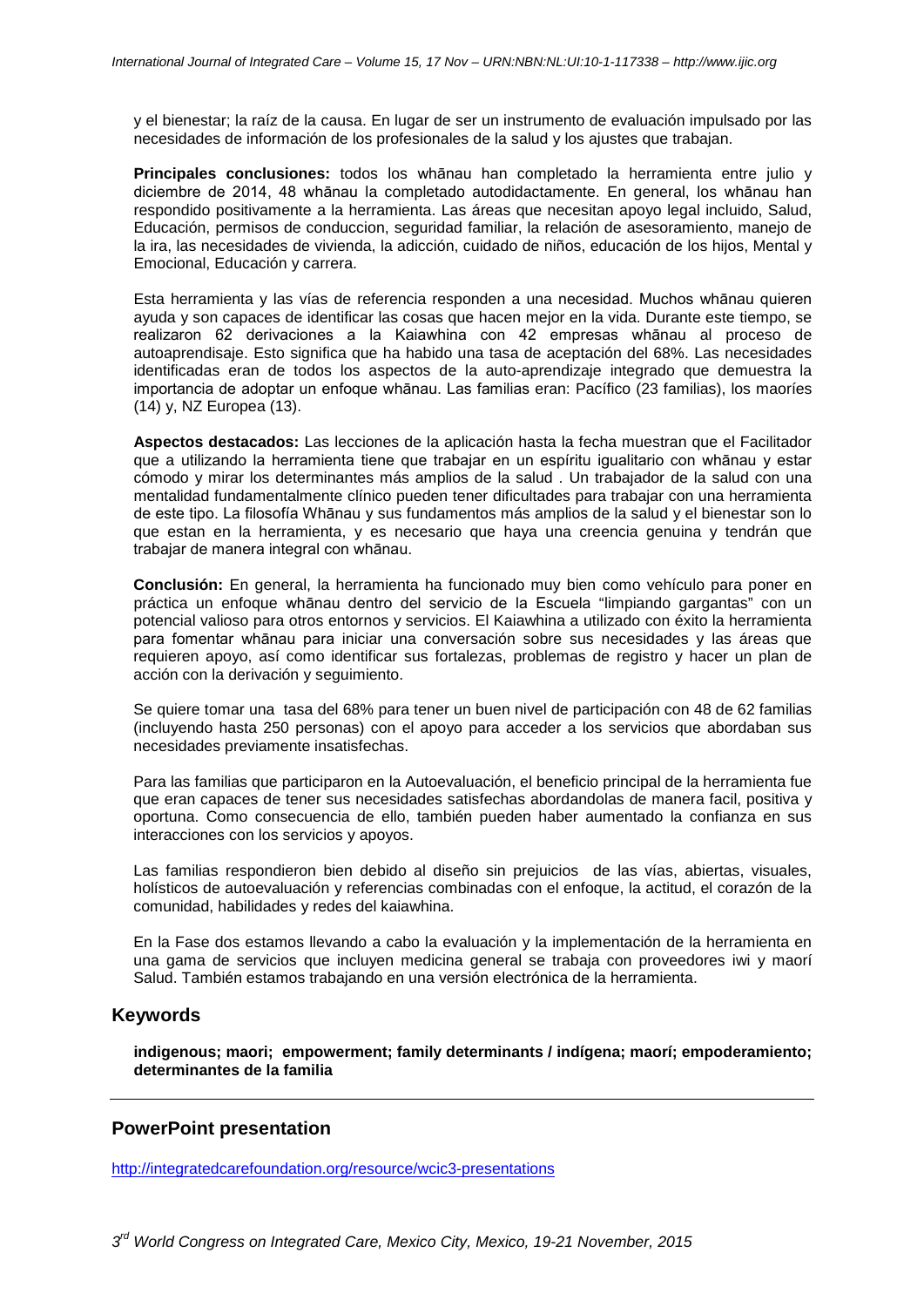y el bienestar; la raíz de la causa. En lugar de ser un instrumento de evaluación impulsado por las necesidades de información de los profesionales de la salud y los ajustes que trabajan.

**Principales conclusiones:** todos los whānau han completado la herramienta entre julio y diciembre de 2014, 48 whānau la completado autodidactamente. En general, los whānau han respondido positivamente a la herramienta. Las áreas que necesitan apoyo legal incluido, Salud, Educación, permisos de conduccion, seguridad familiar, la relación de asesoramiento, manejo de la ira, las necesidades de vivienda, la adicción, cuidado de niños, educación de los hijos, Mental y Emocional, Educación y carrera.

Esta herramienta y las vías de referencia responden a una necesidad. Muchos whānau quieren ayuda y son capaces de identificar las cosas que hacen mejor en la vida. Durante este tiempo, se realizaron 62 derivaciones a la Kaiawhina con 42 empresas whānau al proceso de autoaprendisaje. Esto significa que ha habido una tasa de aceptación del 68%. Las necesidades identificadas eran de todos los aspectos de la auto-aprendizaje integrado que demuestra la importancia de adoptar un enfoque whānau. Las familias eran: Pacífico (23 familias), los maoríes (14) y, NZ Europea (13).

**Aspectos destacados:** Las lecciones de la aplicación hasta la fecha muestran que el Facilitador que a utilizando la herramienta tiene que trabajar en un espíritu igualitario con whānau y estar cómodo y mirar los determinantes más amplios de la salud . Un trabajador de la salud con una mentalidad fundamentalmente clínico pueden tener dificultades para trabajar con una herramienta de este tipo. La filosofía Whānau y sus fundamentos más amplios de la salud y el bienestar son lo que estan en la herramienta, y es necesario que haya una creencia genuina y tendrán que trabajar de manera integral con whānau.

**Conclusión:** En general, la herramienta ha funcionado muy bien como vehículo para poner en práctica un enfoque whānau dentro del servicio de la Escuela "limpiando gargantas" con un potencial valioso para otros entornos y servicios. El Kaiawhina a utilizado con éxito la herramienta para fomentar whānau para iniciar una conversación sobre sus necesidades y las áreas que requieren apoyo, así como identificar sus fortalezas, problemas de registro y hacer un plan de acción con la derivación y seguimiento.

Se quiere tomar una tasa del 68% para tener un buen nivel de participación con 48 de 62 familias (incluyendo hasta 250 personas) con el apoyo para acceder a los servicios que abordaban sus necesidades previamente insatisfechas.

Para las familias que participaron en la Autoevaluación, el beneficio principal de la herramienta fue que eran capaces de tener sus necesidades satisfechas abordandolas de manera facil, positiva y oportuna. Como consecuencia de ello, también pueden haber aumentado la confianza en sus interacciones con los servicios y apoyos.

Las familias respondieron bien debido al diseño sin prejuicios de las vías, abiertas, visuales, holísticos de autoevaluación y referencias combinadas con el enfoque, la actitud, el corazón de la comunidad, habilidades y redes del kaiawhina.

En la Fase dos estamos llevando a cabo la evaluación y la implementación de la herramienta en una gama de servicios que incluyen medicina general se trabaja con proveedores iwi y maorí Salud. También estamos trabajando en una versión electrónica de la herramienta.

## Keywords

**indigenous; maori; empowerment; family determinants / indígena; maorí; empoderamiento; determinantes de la familia**

## PowerPoint presentation

http://integratedcarefoundation.org/resource/wcic3-presentations